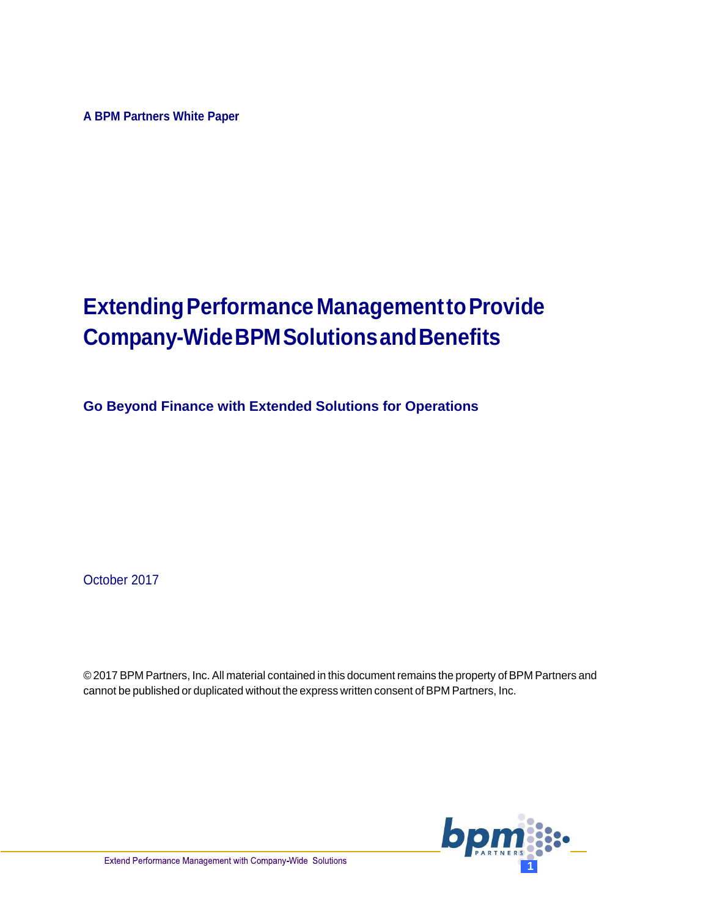A BPM Partners White Paper

# Extending Performance Management to Provide Company-Wide BPM Solutions and Benefits

## Go Beyond Finance with Extended Solutions for Operations

October 2017

© 2017 BPM Partners, Inc. All material contained in this document remains the property of BPM Partners and cannot be published or duplicated without the express written consent of BPM Partners, Inc.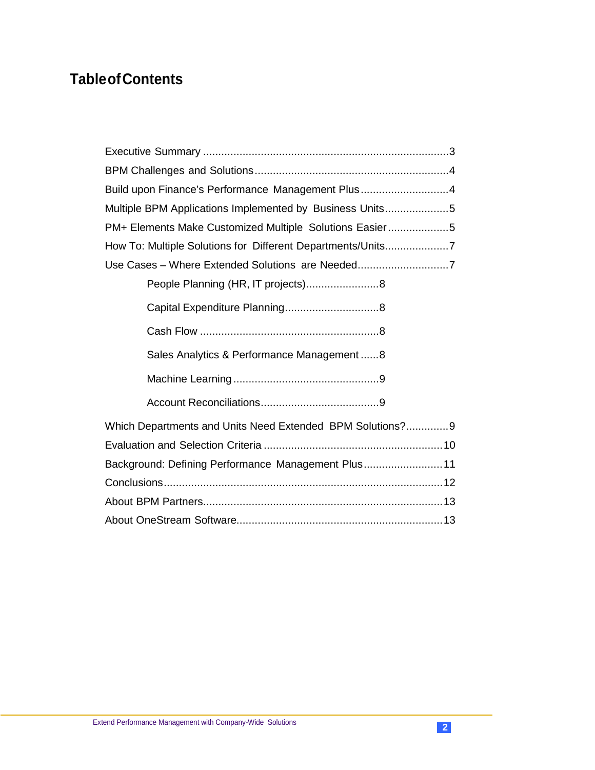## Table of Contents

- Executive Summary ....................................................................................3
- BPM Challenges and Solutions ................................................................4
- Build upon Finance's Performance Management Plus .............................4
- Multiple BPM Applications Implemented by Business Units .....................5
- PM+ Elements Make Customized Multiple Solutions Easier ....................5
- How To: Multiple Solutions for Different Departments/Units.....................7
- Use Cases – Where Extended Solutions are Needed..............................7
  - People Planning (HR, IT projects)........................8
  - Capital Expenditure Planning...............................8
  - Cash Flow ...........................................................8
  - Sales Analytics & Performance Management ......8
  - Machine Learning ................................................9
  - Account Reconciliations.......................................9
- Which Departments and Units Need Extended BPM Solutions?..............9
- Evaluation and Selection Criteria ...........................................................10
- Background: Defining Performance Management Plus..........................11
- Conclusions...........................................................................................12
- About BPM Partners..............................................................................13
- About OneStream Software...................................................................13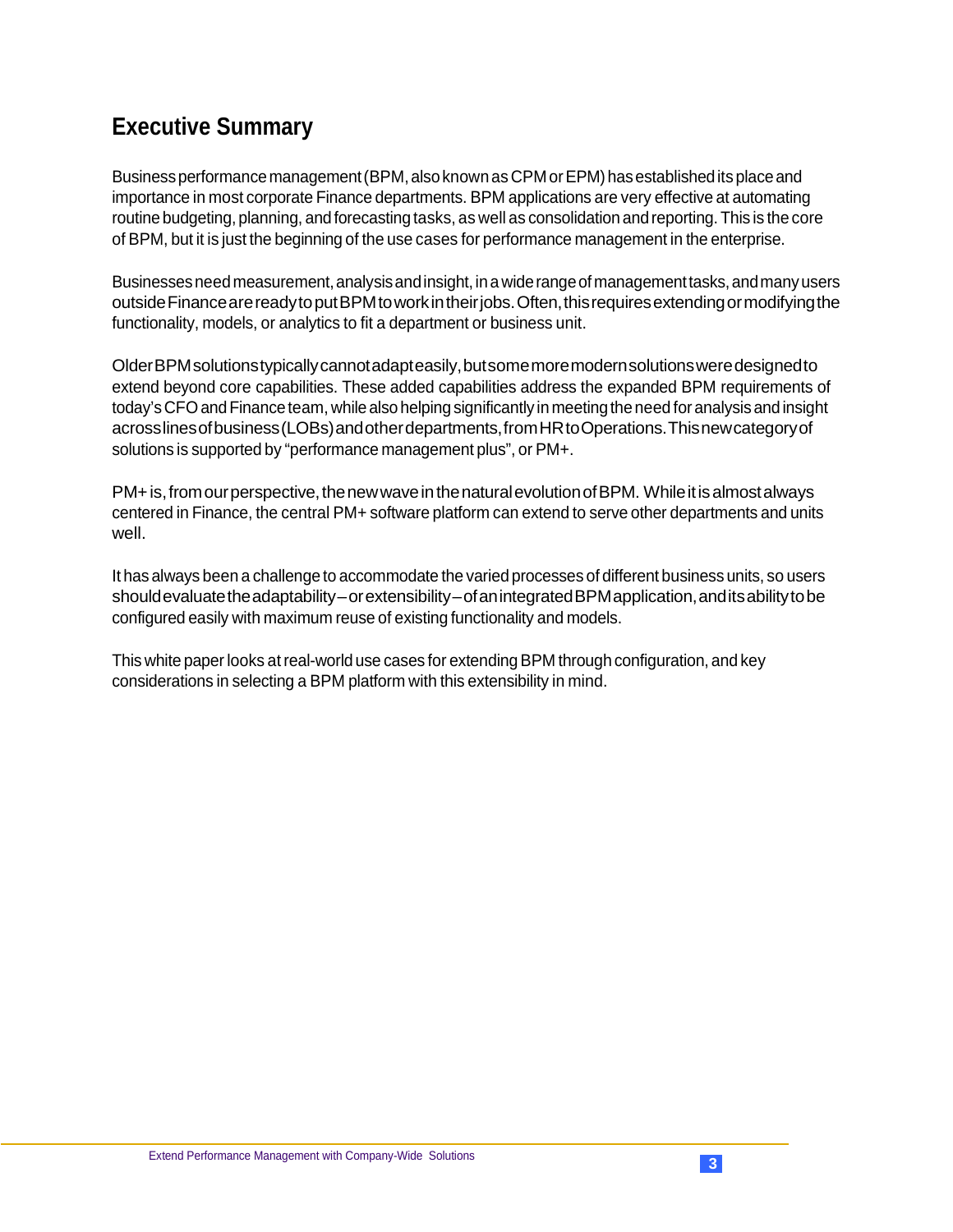## Executive Summary

Business performance management (BPM, also known as CPM or EPM) has established its place and importance in most corporate Finance departments. BPM applications are very effective at automating routine budgeting, planning, and forecasting tasks, as well as consolidation and reporting. This is the core of BPM, but it is just the beginning of the use cases for performance management in the enterprise.

Businesses need measurement, analysis and insight, in a wide range of management tasks, and many users outside Finance are ready to put BPM to work in their jobs. Often, this requires extending or modifying the functionality, models, or analytics to fit a department or business unit.

Older BPM solutions typically cannot adapt easily, but some more modern solutions were designed to extend beyond core capabilities. These added capabilities address the expanded BPM requirements of today's CFO and Finance team, while also helping significantly in meeting the need for analysis and insight across lines of business (LOBs) and other departments, from HR to Operations. This new category of solutions is supported by "performance management plus", or PM+.

PM+ is, from our perspective, the new wave in the natural evolution of BPM. While it is almost always centered in Finance, the central PM+ software platform can extend to serve other departments and units well.

It has always been a challenge to accommodate the varied processes of different business units, so users should evaluate the adaptability – or extensibility – of an integrated BPM application, and its ability to be configured easily with maximum reuse of existing functionality and models.

This white paper looks at real-world use cases for extending BPM through configuration, and key considerations in selecting a BPM platform with this extensibility in mind.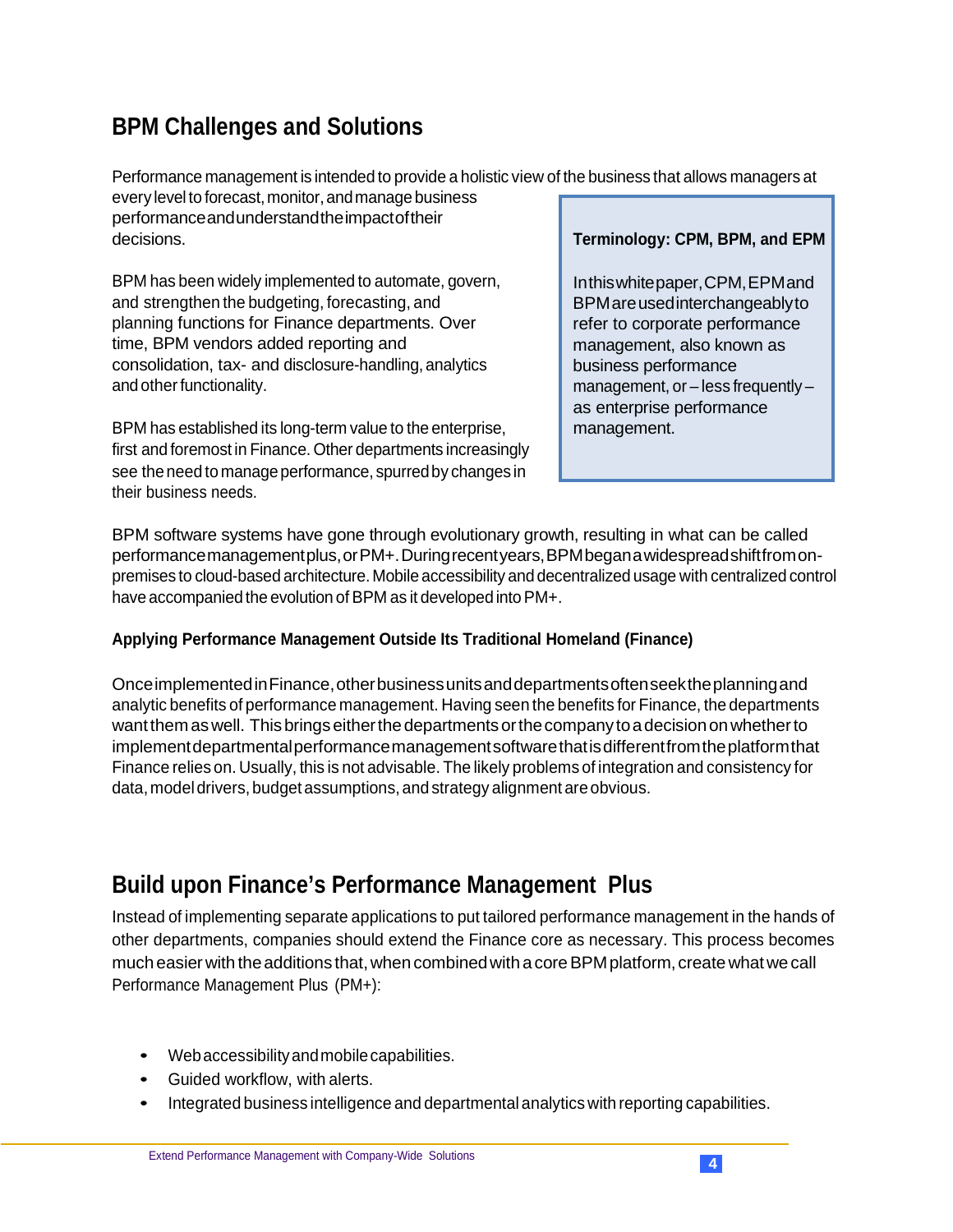## BPM Challenges and Solutions

Performance management is intended to provide a holistic view of the business that allows managers at every level to forecast, monitor, and manage business performance and understand the impact of their decisions.

BPM has been widely implemented to automate, govern, and strengthen the budgeting, forecasting, and planning functions for Finance departments. Over time, BPM vendors added reporting and consolidation, tax- and disclosure-handling, analytics and other functionality.

BPM has established its long-term value to the enterprise, first and foremost in Finance. Other departments increasingly see the need to manage performance, spurred by changes in their business needs.

> **Terminology: CPM, BPM, and EPM**
>
> In this white paper, CPM, EPM and BPM are used interchangeably to refer to corporate performance management, also known as business performance management, or – less frequently – as enterprise performance management.

BPM software systems have gone through evolutionary growth, resulting in what can be called performance management plus, or PM+. During recent years, BPM began a widespread shift from on-premises to cloud-based architecture. Mobile accessibility and decentralized usage with centralized control have accompanied the evolution of BPM as it developed into PM+.

**Applying Performance Management Outside Its Traditional Homeland (Finance)**

Once implemented in Finance, other business units and departments often seek the planning and analytic benefits of performance management. Having seen the benefits for Finance, the departments want them as well. This brings either the departments or the company to a decision on whether to implement departmental performance management software that is different from the platform that Finance relies on. Usually, this is not advisable. The likely problems of integration and consistency for data, model drivers, budget assumptions, and strategy alignment are obvious.

## Build upon Finance's Performance Management Plus

Instead of implementing separate applications to put tailored performance management in the hands of other departments, companies should extend the Finance core as necessary. This process becomes much easier with the additions that, when combined with a core BPM platform, create what we call Performance Management Plus (PM+):

- Web accessibility and mobile capabilities.
- Guided workflow, with alerts.
- Integrated business intelligence and departmental analytics with reporting capabilities.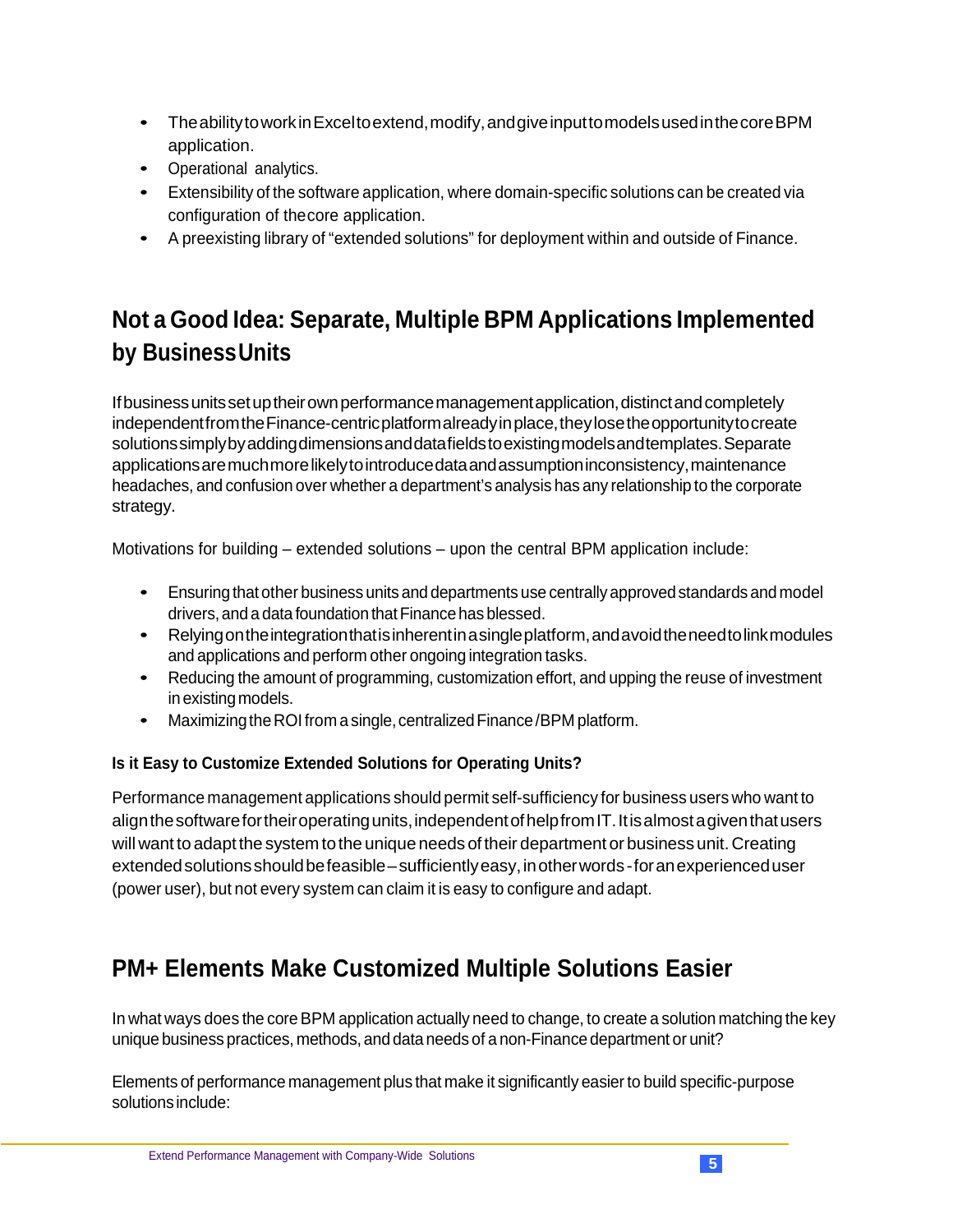- The ability to work in Excel to extend, modify, and give input to models used in the core BPM application.
- Operational analytics.
- Extensibility of the software application, where domain-specific solutions can be created via configuration of the core application.
- A preexisting library of "extended solutions" for deployment within and outside of Finance.

## Not a Good Idea: Separate, Multiple BPM Applications Implemented by Business Units

If business units set up their own performance management application, distinct and completely independent from the Finance-centric platform already in place, they lose the opportunity to create solutions simply by adding dimensions and data fields to existing models and templates. Separate applications are much more likely to introduce data and assumption inconsistency, maintenance headaches, and confusion over whether a department's analysis has any relationship to the corporate strategy.

Motivations for building – extended solutions – upon the central BPM application include:

- Ensuring that other business units and departments use centrally approved standards and model drivers, and a data foundation that Finance has blessed.
- Relying on the integration that is inherent in a single platform, and avoid the need to link modules and applications and perform other ongoing integration tasks.
- Reducing the amount of programming, customization effort, and upping the reuse of investment in existing models.
- Maximizing the ROI from a single, centralized Finance /BPM platform.

**Is it Easy to Customize Extended Solutions for Operating Units?**

Performance management applications should permit self-sufficiency for business users who want to align the software for their operating units, independent of help from IT. It is almost a given that users will want to adapt the system to the unique needs of their department or business unit. Creating extended solutions should be feasible – sufficiently easy, in other words - for an experienced user (power user), but not every system can claim it is easy to configure and adapt.

## PM+ Elements Make Customized Multiple Solutions Easier

In what ways does the core BPM application actually need to change, to create a solution matching the key unique business practices, methods, and data needs of a non-Finance department or unit?

Elements of performance management plus that make it significantly easier to build specific-purpose solutions include: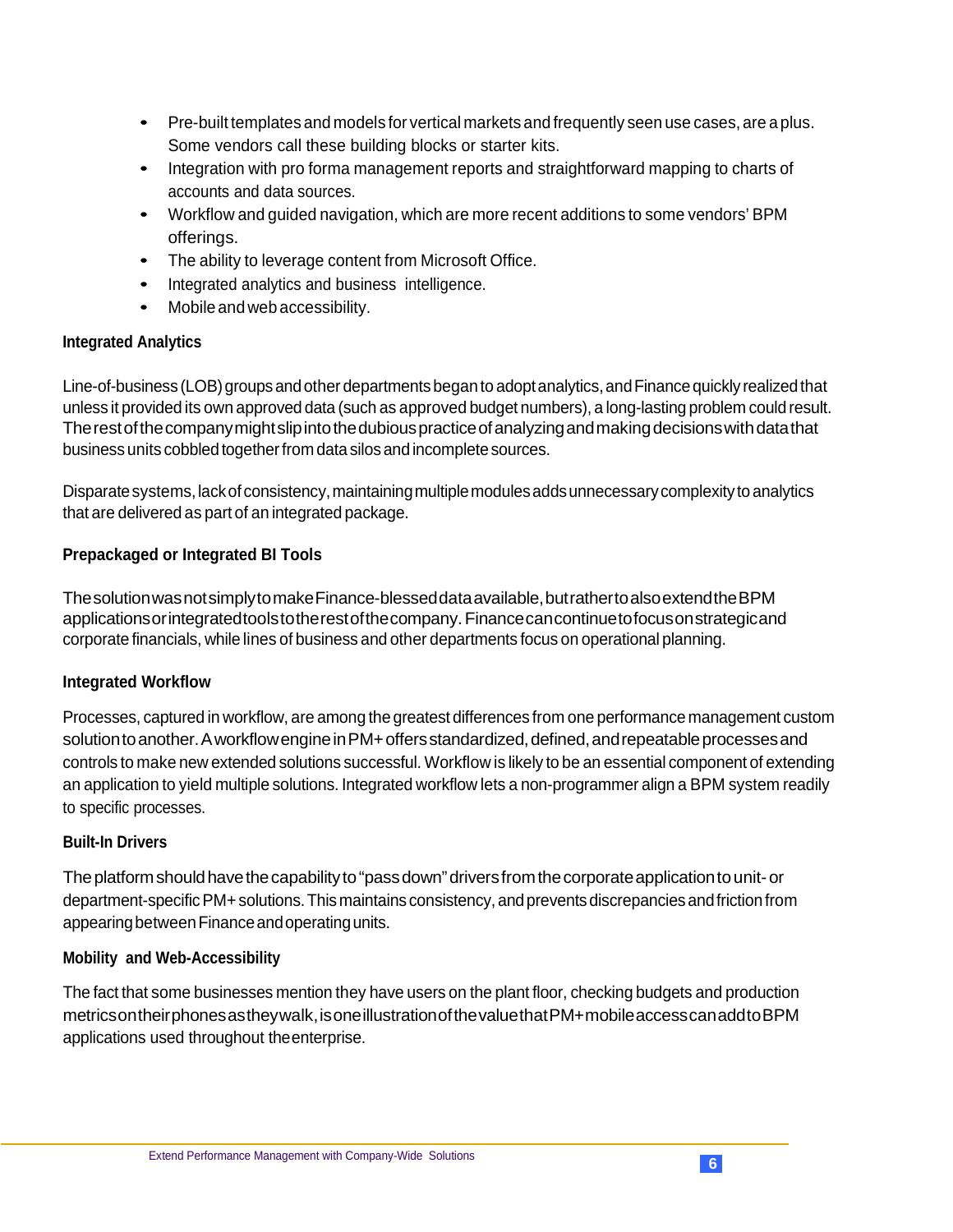- Pre-built templates and models for vertical markets and frequently seen use cases, are a plus. Some vendors call these building blocks or starter kits.
- Integration with pro forma management reports and straightforward mapping to charts of accounts and data sources.
- Workflow and guided navigation, which are more recent additions to some vendors' BPM offerings.
- The ability to leverage content from Microsoft Office.
- Integrated analytics and business intelligence.
- Mobile and web accessibility.

**Integrated Analytics**

Line-of-business (LOB) groups and other departments began to adopt analytics, and Finance quickly realized that unless it provided its own approved data (such as approved budget numbers), a long-lasting problem could result. The rest of the company might slip into the dubious practice of analyzing and making decisions with data that business units cobbled together from data silos and incomplete sources.

Disparate systems, lack of consistency, maintaining multiple modules adds unnecessary complexity to analytics that are delivered as part of an integrated package.

**Prepackaged or Integrated BI Tools**

The solution was not simply to make Finance-blessed data available, but rather to also extend the BPM applications or integrated tools to the rest of the company. Finance can continue to focus on strategic and corporate financials, while lines of business and other departments focus on operational planning.

**Integrated Workflow**

Processes, captured in workflow, are among the greatest differences from one performance management custom solution to another. A workflow engine in PM+ offers standardized, defined, and repeatable processes and controls to make new extended solutions successful. Workflow is likely to be an essential component of extending an application to yield multiple solutions. Integrated workflow lets a non-programmer align a BPM system readily to specific processes.

**Built-In Drivers**

The platform should have the capability to "pass down" drivers from the corporate application to unit- or department-specific PM+ solutions. This maintains consistency, and prevents discrepancies and friction from appearing between Finance and operating units.

**Mobility and Web-Accessibility**

The fact that some businesses mention they have users on the plant floor, checking budgets and production metrics on their phones as they walk, is one illustration of the value that PM+ mobile access can add to BPM applications used throughout the enterprise.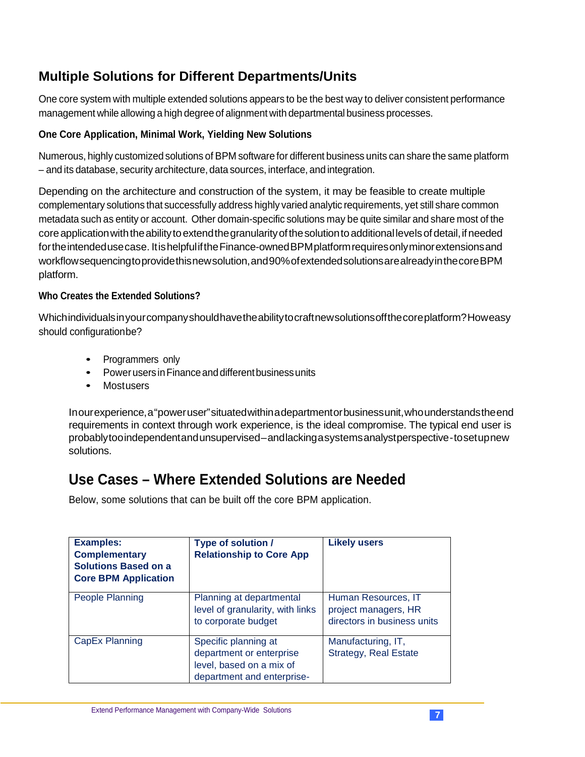## Multiple Solutions for Different Departments/Units

One core system with multiple extended solutions appears to be the best way to deliver consistent performance management while allowing a high degree of alignment with departmental business processes.

### One Core Application, Minimal Work, Yielding New Solutions

Numerous, highly customized solutions of BPM software for different business units can share the same platform – and its database, security architecture, data sources, interface, and integration.

Depending on the architecture and construction of the system, it may be feasible to create multiple complementary solutions that successfully address highly varied analytic requirements, yet still share common metadata such as entity or account. Other domain-specific solutions may be quite similar and share most of the core application with the ability to extend the granularity of the solution to additional levels of detail, if needed for the intended use case. It is helpful if the Finance-owned BPM platform requires only minor extensions and workflow sequencing to provide this new solution, and 90% of extended solutions are already in the core BPM platform.

### Who Creates the Extended Solutions?

Which individuals in your company should have the ability to craft new solutions off the core platform? How easy should configuration be?

- Programmers only
- Power users in Finance and different business units
- Most users

In our experience, a "power user" situated within a department or business unit, who understands the end requirements in context through work experience, is the ideal compromise. The typical end user is probably too independent and unsupervised – and lacking a systems analyst perspective - to set up new solutions.

## Use Cases – Where Extended Solutions are Needed

Below, some solutions that can be built off the core BPM application.

| Examples: Complementary Solutions Based on a Core BPM Application | Type of solution / Relationship to Core App | Likely users |
|---|---|---|
| People Planning | Planning at departmental level of granularity, with links to corporate budget | Human Resources, IT project managers, HR directors in business units |
| CapEx Planning | Specific planning at department or enterprise level, based on a mix of department and enterprise- | Manufacturing, IT, Strategy, Real Estate |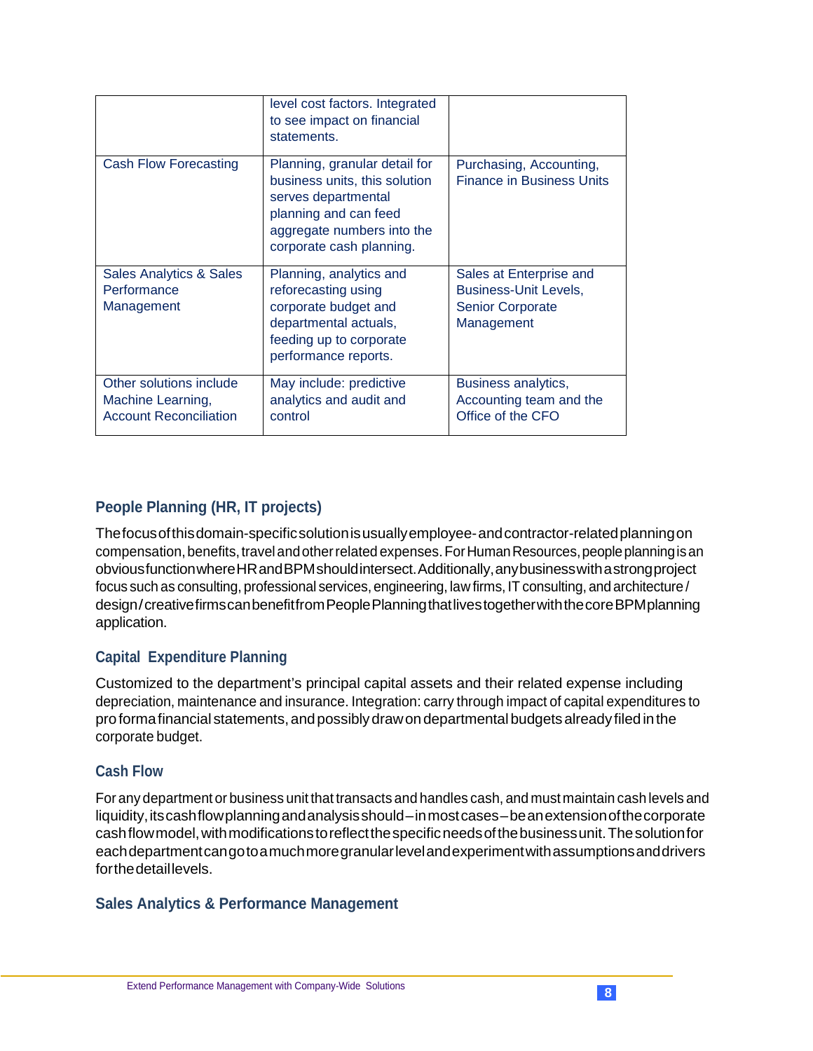| | | |
|---|---|---|
| | level cost factors. Integrated to see impact on financial statements. | |
| Cash Flow Forecasting | Planning, granular detail for business units, this solution serves departmental planning and can feed aggregate numbers into the corporate cash planning. | Purchasing, Accounting, Finance in Business Units |
| Sales Analytics & Sales Performance Management | Planning, analytics and reforecasting using corporate budget and departmental actuals, feeding up to corporate performance reports. | Sales at Enterprise and Business-Unit Levels, Senior Corporate Management |
| Other solutions include Machine Learning, Account Reconciliation | May include: predictive analytics and audit and control | Business analytics, Accounting team and the Office of the CFO |

### People Planning (HR, IT projects)

The focus of this domain-specific solution is usually employee- and contractor-related planning on compensation, benefits, travel and other related expenses. For Human Resources, people planning is an obvious function where HR and BPM should intersect. Additionally, any business with a strong project focus such as consulting, professional services, engineering, law firms, IT consulting, and architecture / design / creative firms can benefit from People Planning that lives together with the core BPM planning application.

### Capital Expenditure Planning

Customized to the department's principal capital assets and their related expense including depreciation, maintenance and insurance. Integration: carry through impact of capital expenditures to pro forma financial statements, and possibly draw on departmental budgets already filed in the corporate budget.

### Cash Flow

For any department or business unit that transacts and handles cash, and must maintain cash levels and liquidity, its cash flow planning and analysis should – in most cases – be an extension of the corporate cash flow model, with modifications to reflect the specific needs of the business unit. The solution for each department can go to a much more granular level and experiment with assumptions and drivers for the detail levels.

### Sales Analytics & Performance Management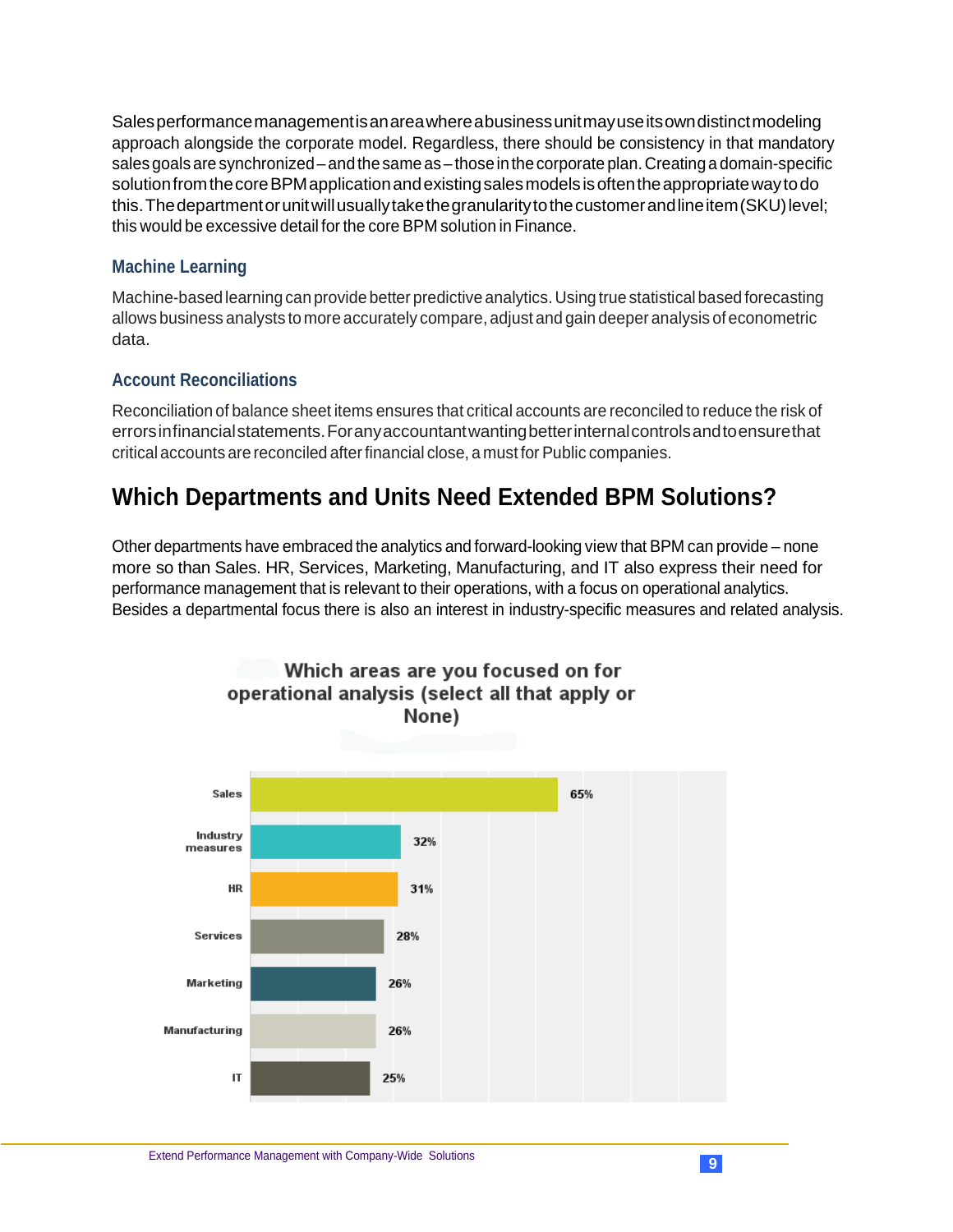Sales performance management is an area where a business unit may use its own distinct modeling approach alongside the corporate model. Regardless, there should be consistency in that mandatory sales goals are synchronized – and the same as – those in the corporate plan. Creating a domain-specific solution from the core BPM application and existing sales models is often the appropriate way to do this. The department or unit will usually take the granularity to the customer and line item (SKU) level; this would be excessive detail for the core BPM solution in Finance.

### Machine Learning

Machine-based learning can provide better predictive analytics. Using true statistical based forecasting allows business analysts to more accurately compare, adjust and gain deeper analysis of econometric data.

### Account Reconciliations

Reconciliation of balance sheet items ensures that critical accounts are reconciled to reduce the risk of errors in financial statements. For any accountant wanting better internal controls and to ensure that critical accounts are reconciled after financial close, a must for Public companies.

## Which Departments and Units Need Extended BPM Solutions?

Other departments have embraced the analytics and forward-looking view that BPM can provide – none more so than Sales. HR, Services, Marketing, Manufacturing, and IT also express their need for performance management that is relevant to their operations, with a focus on operational analytics. Besides a departmental focus there is also an interest in industry-specific measures and related analysis.

**Which areas are you focused on for operational analysis (select all that apply or None)**

| Area | Percentage |
|---|---|
| Sales | 65% |
| Industry measures | 32% |
| HR | 31% |
| Services | 28% |
| Marketing | 26% |
| Manufacturing | 26% |
| IT | 25% |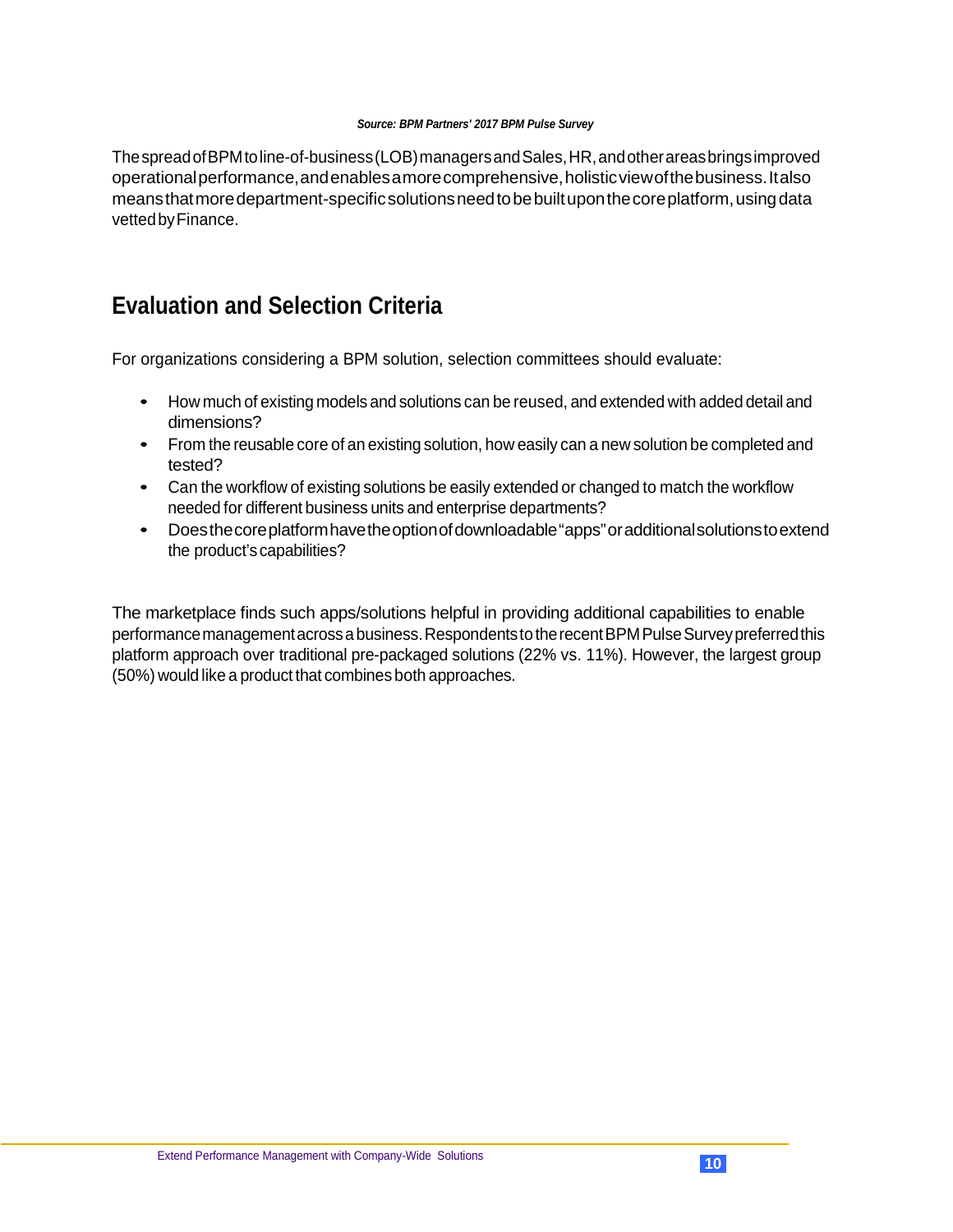*Source: BPM Partners' 2017 BPM Pulse Survey*

The spread of BPM to line-of-business (LOB) managers and Sales, HR, and other areas brings improved operational performance, and enables a more comprehensive, holistic view of the business. It also means that more department-specific solutions need to be built upon the core platform, using data vetted by Finance.

## Evaluation and Selection Criteria

For organizations considering a BPM solution, selection committees should evaluate:

- How much of existing models and solutions can be reused, and extended with added detail and dimensions?
- From the reusable core of an existing solution, how easily can a new solution be completed and tested?
- Can the workflow of existing solutions be easily extended or changed to match the workflow needed for different business units and enterprise departments?
- Does the core platform have the option of downloadable "apps" or additional solutions to extend the product's capabilities?

The marketplace finds such apps/solutions helpful in providing additional capabilities to enable performance management across a business. Respondents to the recent BPM Pulse Survey preferred this platform approach over traditional pre-packaged solutions (22% vs. 11%). However, the largest group (50%) would like a product that combines both approaches.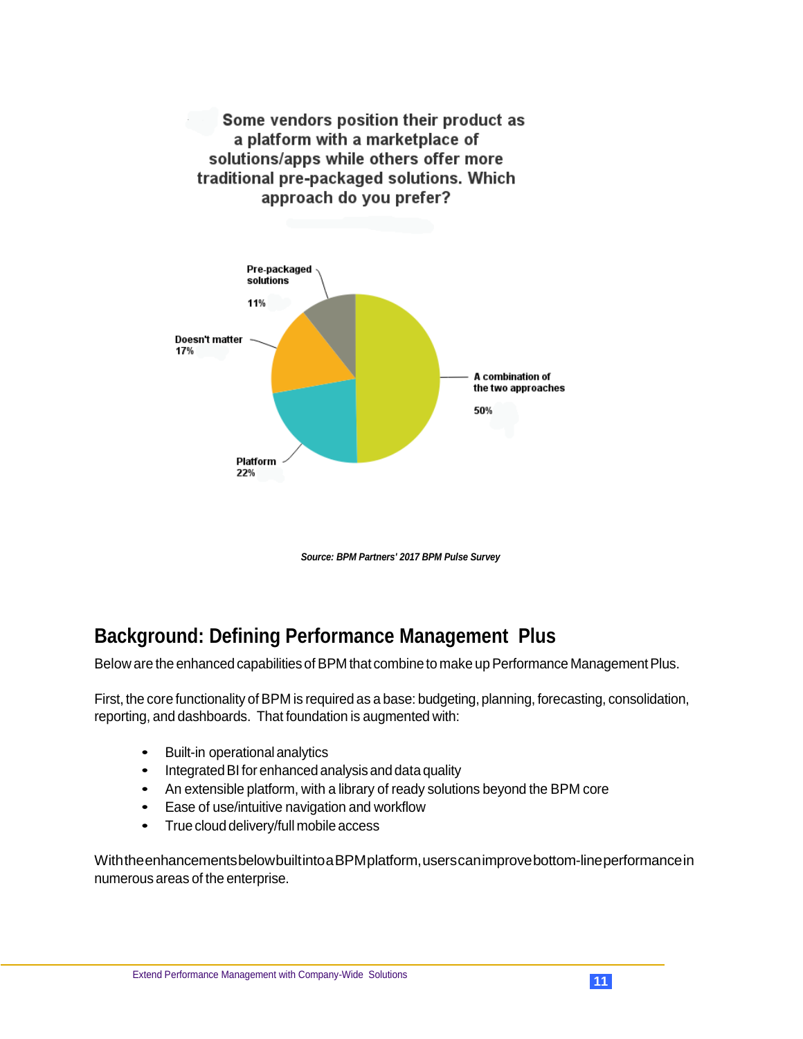Some vendors position their product as a platform with a marketplace of solutions/apps while others offer more traditional pre-packaged solutions. Which approach do you prefer?

Pre-packaged solutions 11%

Doesn't matter 17%

A combination of the two approaches 50%

Platform 22%

*Source: BPM Partners' 2017 BPM Pulse Survey*

## Background: Defining Performance Management Plus

Below are the enhanced capabilities of BPM that combine to make up Performance Management Plus.

First, the core functionality of BPM is required as a base: budgeting, planning, forecasting, consolidation, reporting, and dashboards. That foundation is augmented with:

- Built-in operational analytics
- Integrated BI for enhanced analysis and data quality
- An extensible platform, with a library of ready solutions beyond the BPM core
- Ease of use/intuitive navigation and workflow
- True cloud delivery/full mobile access

With the enhancements below built into a BPM platform, users can improve bottom-line performance in numerous areas of the enterprise.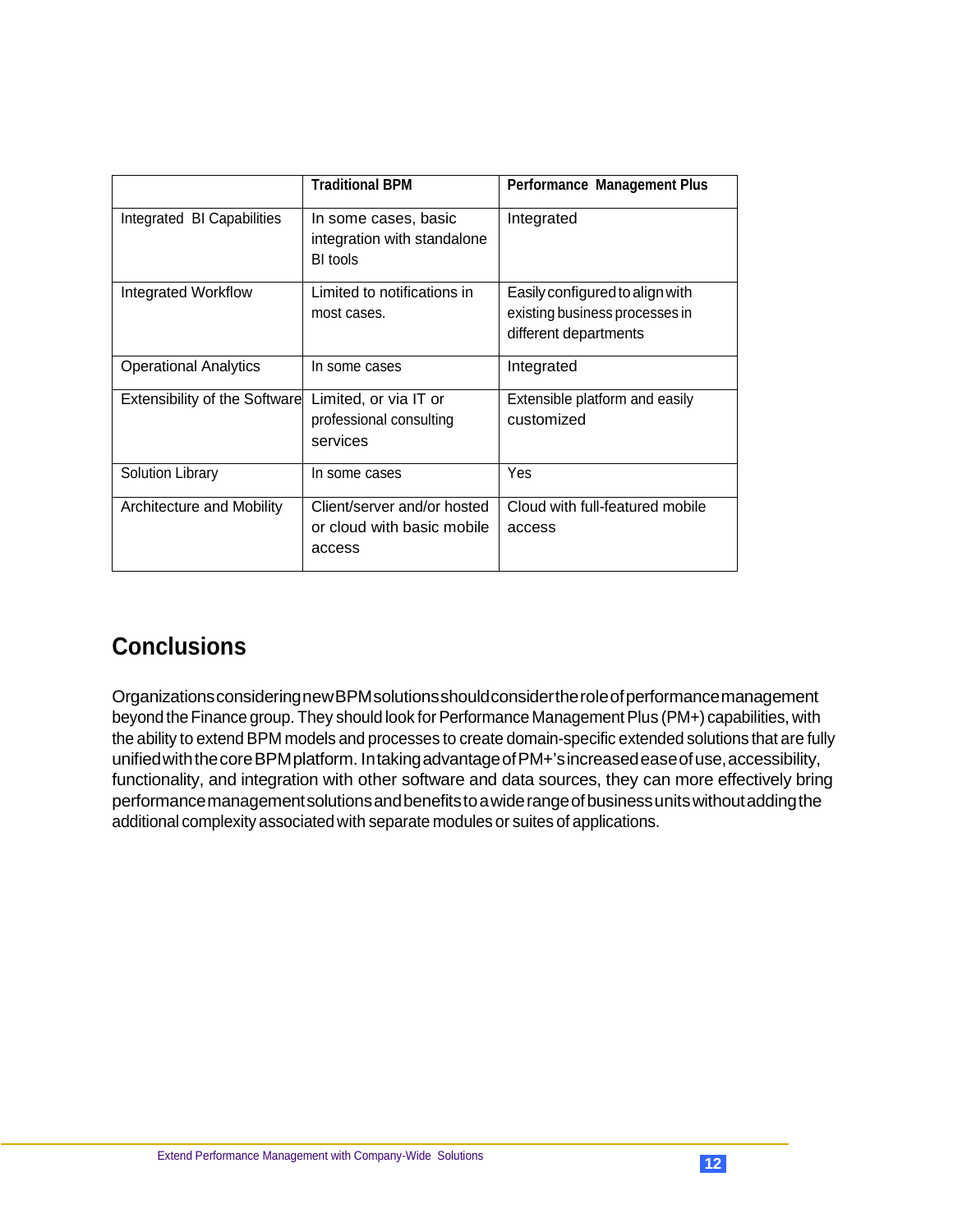| | Traditional BPM | Performance Management Plus |
|---|---|---|
| Integrated BI Capabilities | In some cases, basic integration with standalone BI tools | Integrated |
| Integrated Workflow | Limited to notifications in most cases. | Easily configured to align with existing business processes in different departments |
| Operational Analytics | In some cases | Integrated |
| Extensibility of the Software | Limited, or via IT or professional consulting services | Extensible platform and easily customized |
| Solution Library | In some cases | Yes |
| Architecture and Mobility | Client/server and/or hosted or cloud with basic mobile access | Cloud with full-featured mobile access |

## Conclusions

Organizations considering new BPM solutions should consider the role of performance management beyond the Finance group. They should look for Performance Management Plus (PM+) capabilities, with the ability to extend BPM models and processes to create domain-specific extended solutions that are fully unified with the core BPM platform. In taking advantage of PM+'s increased ease of use, accessibility, functionality, and integration with other software and data sources, they can more effectively bring performance management solutions and benefits to a wide range of business units without adding the additional complexity associated with separate modules or suites of applications.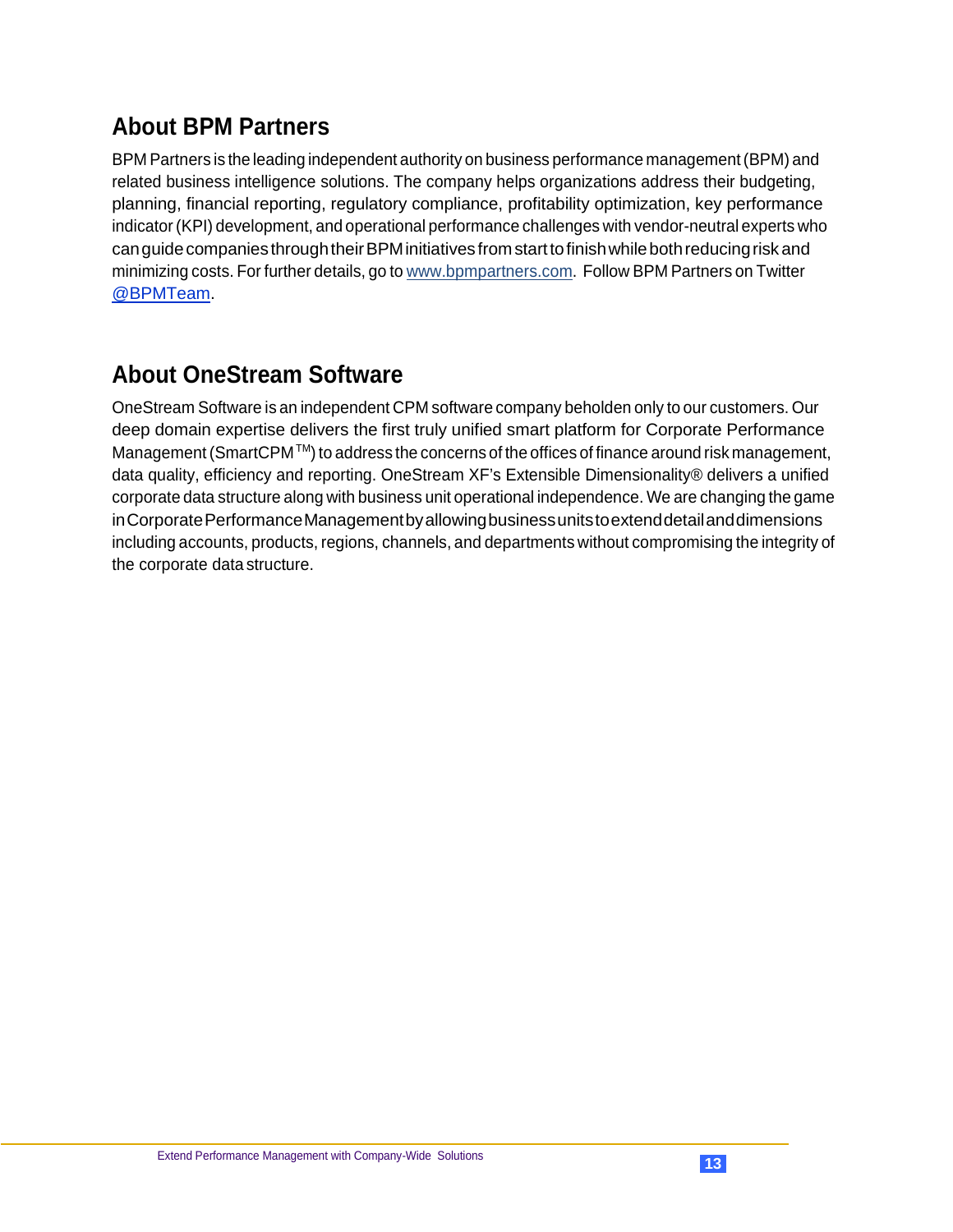## About BPM Partners

BPM Partners is the leading independent authority on business performance management (BPM) and related business intelligence solutions. The company helps organizations address their budgeting, planning, financial reporting, regulatory compliance, profitability optimization, key performance indicator (KPI) development, and operational performance challenges with vendor-neutral experts who can guide companies through their BPM initiatives from start to finish while both reducing risk and minimizing costs. For further details, go to www.bpmpartners.com. Follow BPM Partners on Twitter @BPMTeam.

## About OneStream Software

OneStream Software is an independent CPM software company beholden only to our customers. Our deep domain expertise delivers the first truly unified smart platform for Corporate Performance Management (SmartCPM™) to address the concerns of the offices of finance around risk management, data quality, efficiency and reporting. OneStream XF's Extensible Dimensionality® delivers a unified corporate data structure along with business unit operational independence. We are changing the game in Corporate Performance Management by allowing business units to extend detail and dimensions including accounts, products, regions, channels, and departments without compromising the integrity of the corporate data structure.